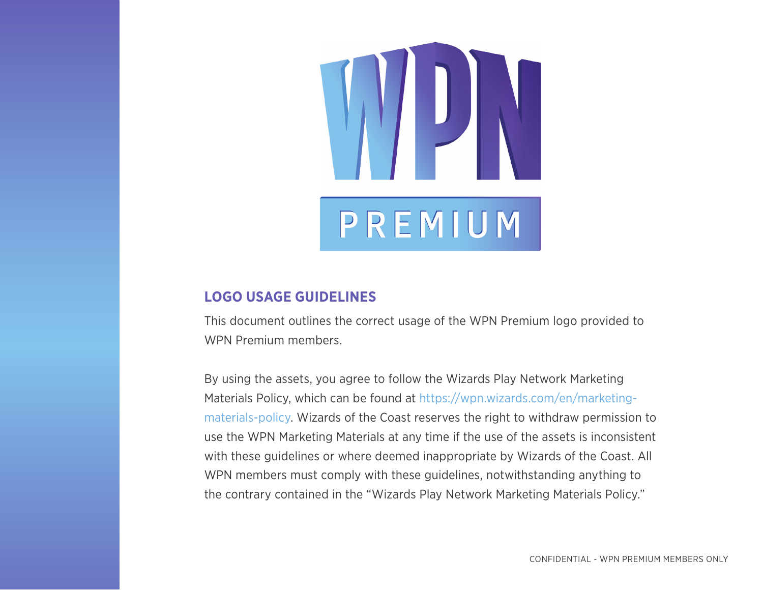# WPN PREMIUM

## LOGO USAGE GUIDELINES

This document outlines the correct usage of the WPN Premium logo provided to WPN Premium members.

By using the assets, you agree to follow the Wizards Play Network Marketing Materials Policy, which can be found at https://wpn.wizards.com/en/marketing-materials-policy. Wizards of the Coast reserves the right to withdraw permission to use the WPN Marketing Materials at any time if the use of the assets is inconsistent with these guidelines or where deemed inappropriate by Wizards of the Coast. All WPN members must comply with these guidelines, notwithstanding anything to the contrary contained in the "Wizards Play Network Marketing Materials Policy."

CONFIDENTIAL - WPN PREMIUM MEMBERS ONLY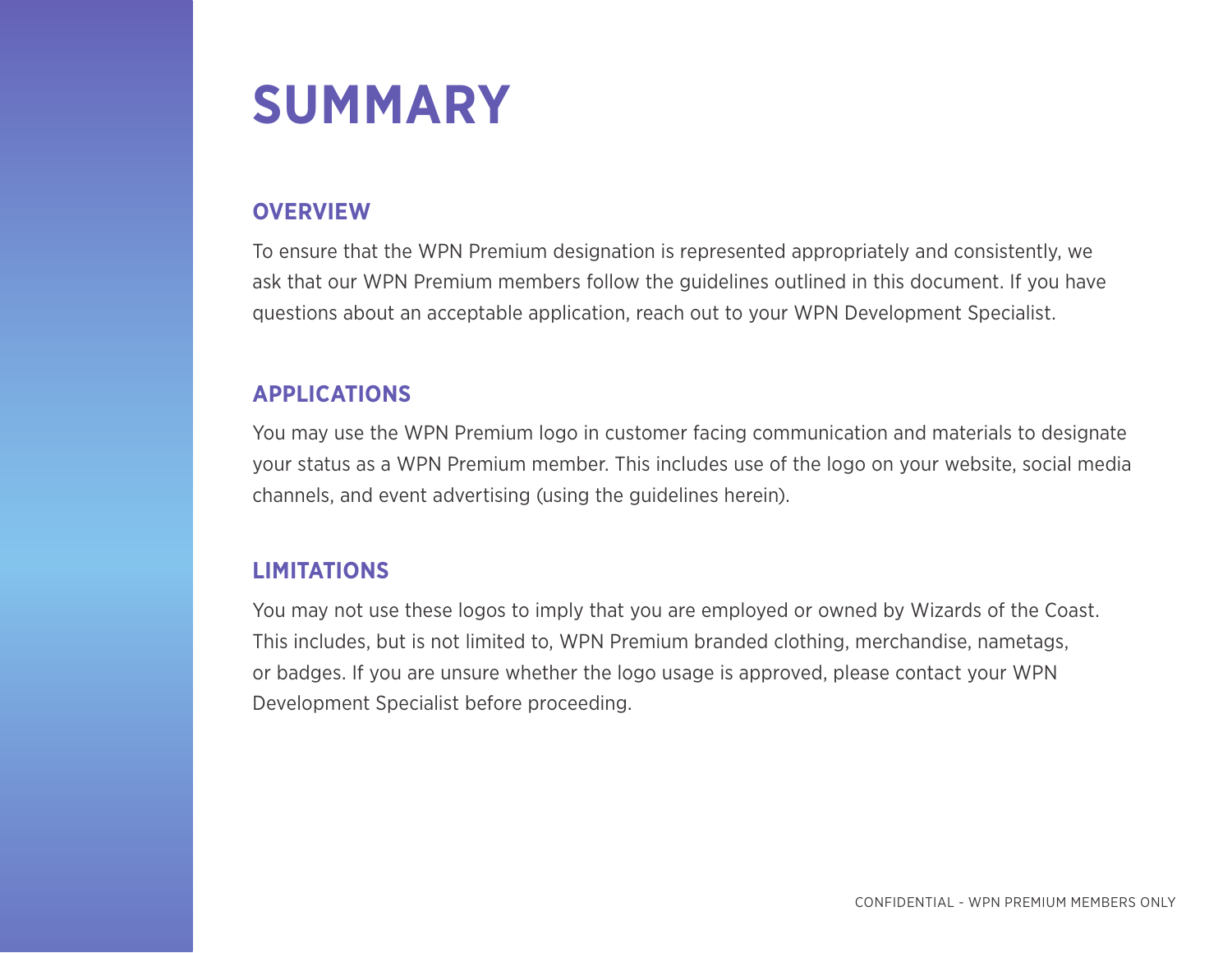# SUMMARY

## OVERVIEW

To ensure that the WPN Premium designation is represented appropriately and consistently, we ask that our WPN Premium members follow the guidelines outlined in this document. If you have questions about an acceptable application, reach out to your WPN Development Specialist.

## APPLICATIONS

You may use the WPN Premium logo in customer facing communication and materials to designate your status as a WPN Premium member. This includes use of the logo on your website, social media channels, and event advertising (using the guidelines herein).

## LIMITATIONS

You may not use these logos to imply that you are employed or owned by Wizards of the Coast. This includes, but is not limited to, WPN Premium branded clothing, merchandise, nametags, or badges. If you are unsure whether the logo usage is approved, please contact your WPN Development Specialist before proceeding.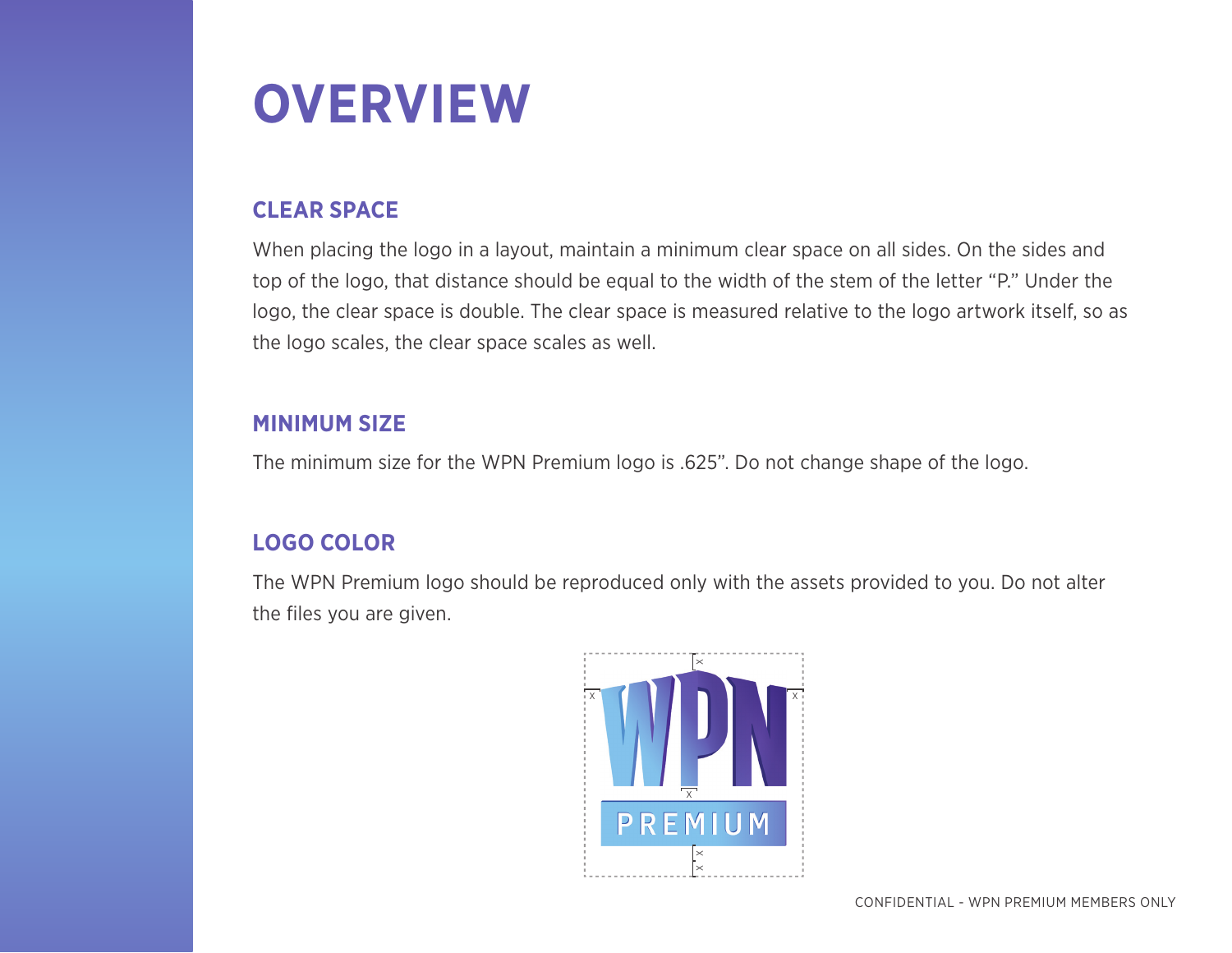# OVERVIEW

## CLEAR SPACE

When placing the logo in a layout, maintain a minimum clear space on all sides. On the sides and top of the logo, that distance should be equal to the width of the stem of the letter "P." Under the logo, the clear space is double. The clear space is measured relative to the logo artwork itself, so as the logo scales, the clear space scales as well.

## MINIMUM SIZE

The minimum size for the WPN Premium logo is .625". Do not change shape of the logo.

## LOGO COLOR

The WPN Premium logo should be reproduced only with the assets provided to you. Do not alter the files you are given.

CONFIDENTIAL - WPN PREMIUM MEMBERS ONLY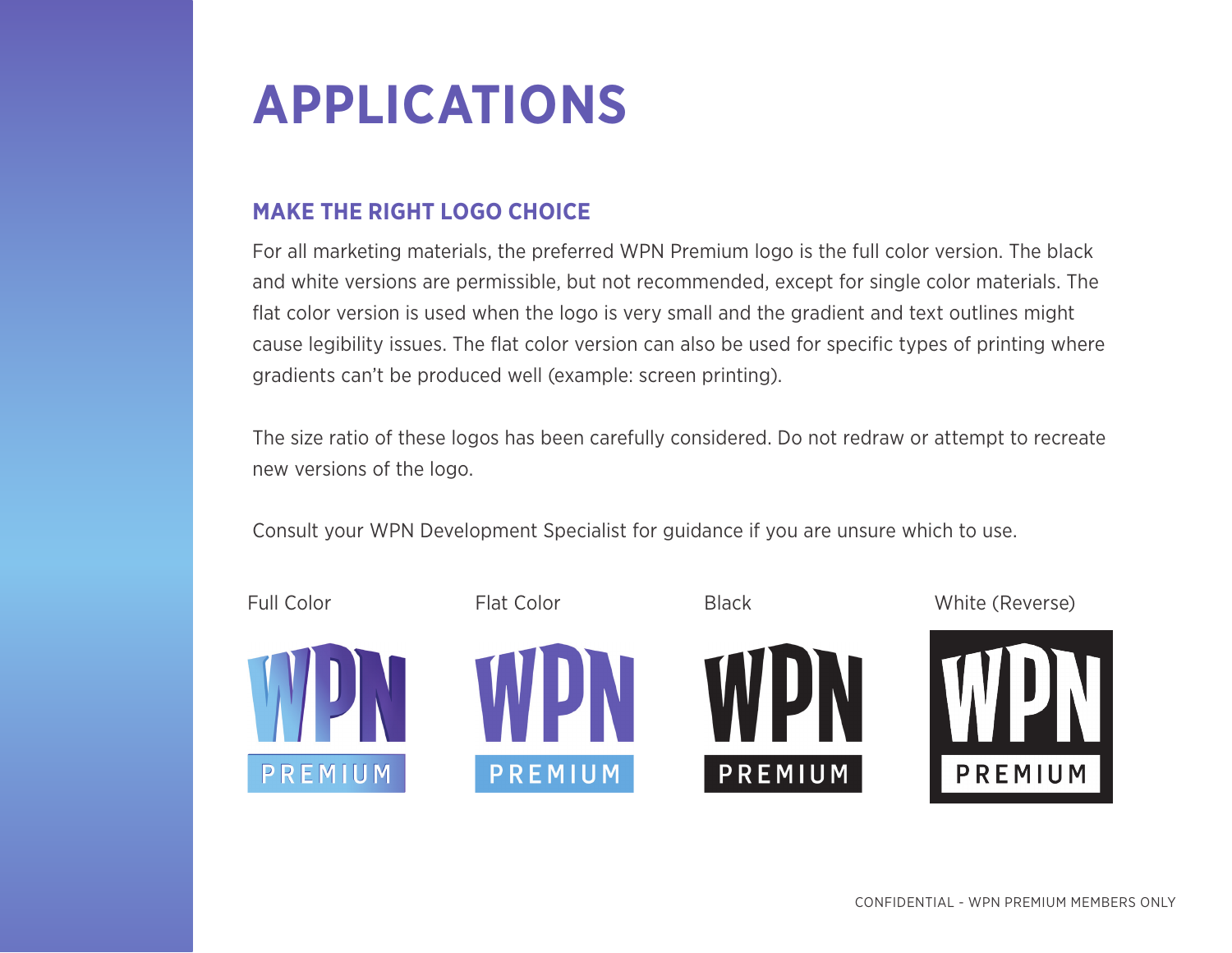# APPLICATIONS

## MAKE THE RIGHT LOGO CHOICE

For all marketing materials, the preferred WPN Premium logo is the full color version. The black and white versions are permissible, but not recommended, except for single color materials. The flat color version is used when the logo is very small and the gradient and text outlines might cause legibility issues. The flat color version can also be used for specific types of printing where gradients can't be produced well (example: screen printing).

The size ratio of these logos has been carefully considered. Do not redraw or attempt to recreate new versions of the logo.

Consult your WPN Development Specialist for guidance if you are unsure which to use.

Full Color

Flat Color

Black

White (Reverse)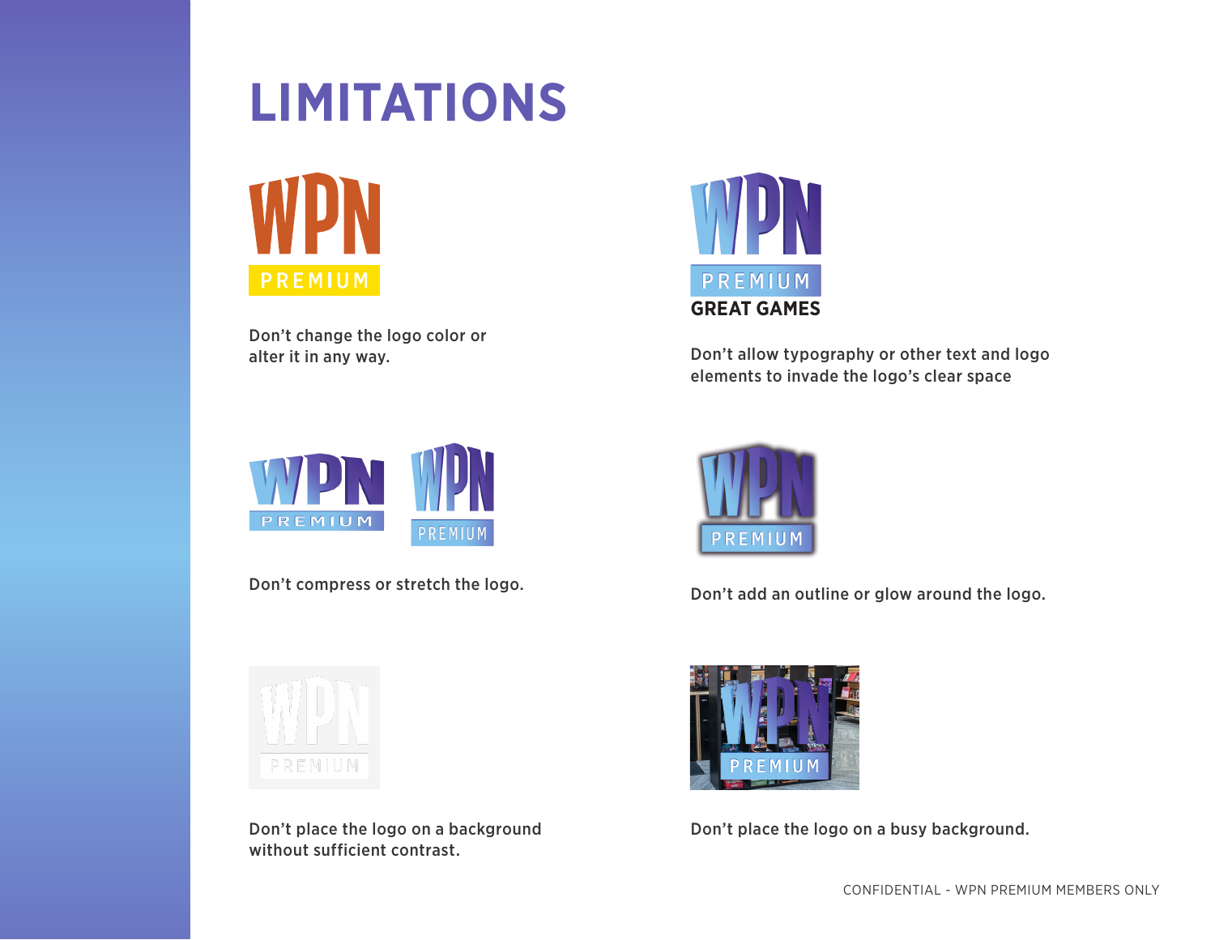# LIMITATIONS

Don't change the logo color or alter it in any way.

Don't allow typography or other text and logo elements to invade the logo's clear space

Don't compress or stretch the logo.

Don't add an outline or glow around the logo.

Don't place the logo on a background without sufficient contrast.

Don't place the logo on a busy background.

CONFIDENTIAL - WPN PREMIUM MEMBERS ONLY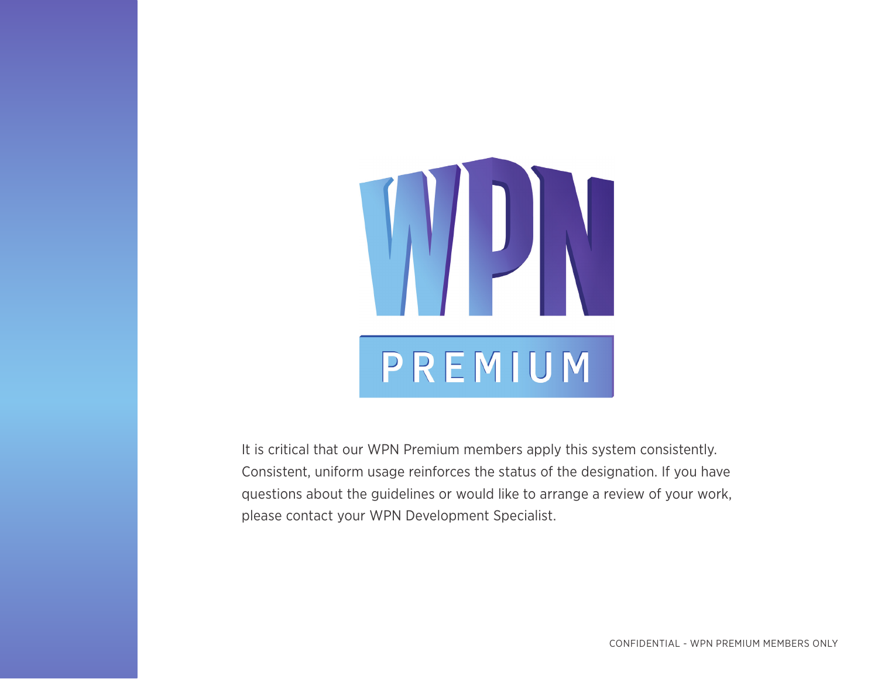WPN

PREMIUM

It is critical that our WPN Premium members apply this system consistently. Consistent, uniform usage reinforces the status of the designation. If you have questions about the guidelines or would like to arrange a review of your work, please contact your WPN Development Specialist.

CONFIDENTIAL - WPN PREMIUM MEMBERS ONLY